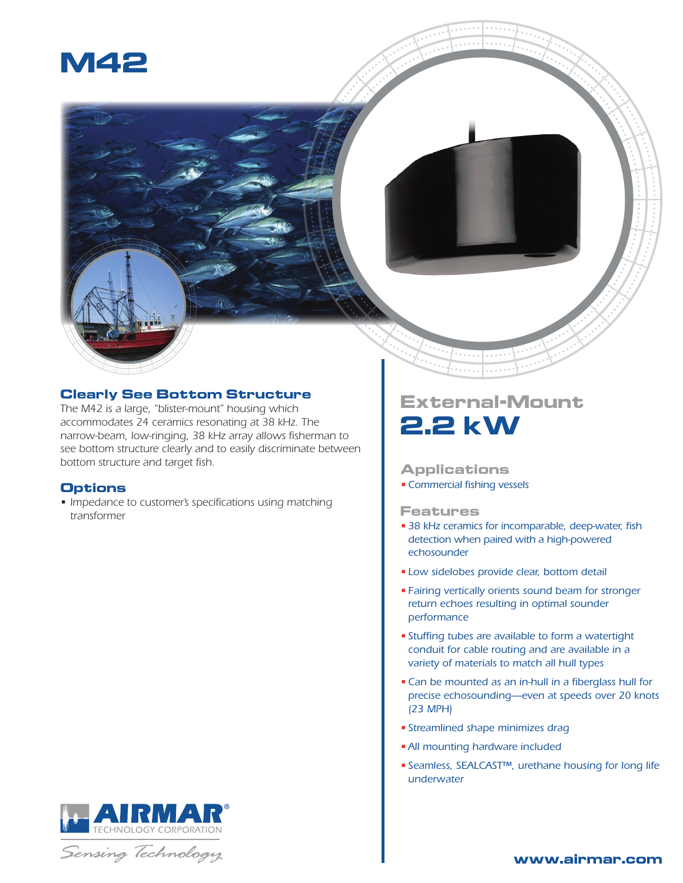# M42

## Clearly See Bottom Structure

The M42 is a large, "blister-mount" housing which accommodates 24 ceramics resonating at 38 kHz. The narrow-beam, low-ringing, 38 kHz array allows fisherman to see bottom structure clearly and to easily discriminate between bottom structure and target fish.

## Options

- Impedance to customer's specifications using matching transformer

## External-Mount

# 2.2 kW

## Applications

- Commercial fishing vessels

## Features

- 38 kHz ceramics for incomparable, deep-water, fish detection when paired with a high-powered echosounder
- Low sidelobes provide clear, bottom detail
- Fairing vertically orients sound beam for stronger return echoes resulting in optimal sounder performance
- Stuffing tubes are available to form a watertight conduit for cable routing and are available in a variety of materials to match all hull types
- Can be mounted as an in-hull in a fiberglass hull for precise echosounding—even at speeds over 20 knots (23 MPH)
- Streamlined shape minimizes drag
- All mounting hardware included
- Seamless, SEALCAST™, urethane housing for long life underwater

AIRMAR® TECHNOLOGY CORPORATION

*Sensing Technology*

www.airmar.com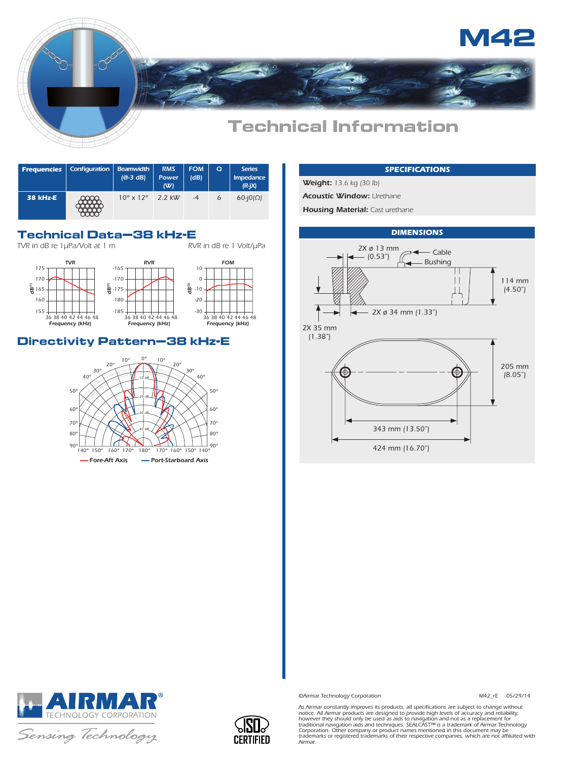# M42

## Technical Information

| Frequencies | Configuration | Beamwidth (@-3 dB) | RMS Power (W) | FOM (dB) | Q | Series Impedance (R-jX) |
|---|---|---|---|---|---|---|
| 38 kHz-E | | 10° x 12° | 2.2 kW | -4 | 6 | 60-j0(Ω) |

## Technical Data—38 kHz-E

TVR in dB re 1µPa/Volt at 1 m

RVR in dB re 1 Volt/µPa

TVR
175
170
165
160
155
dB[1]
36 38 40 42 44 46 48
Frequency (kHz)

RVR
-165
-170
-175
-180
-185
dB[2]
36 38 40 42 44 46 48
Frequency (kHz)

FOM
10
0
-10
-20
-30
dB[3]
36 38 40 42 44 46 48
Frequency (kHz)

## Directivity Pattern—38 kHz-E

0° 10° 20° 30° 40° 50° 60° 70° 80° 90°
140° 150° 160° 170° 180° 170° 160° 150° 140°
-10 dB -20 dB -30 dB -40 dB

— Fore-Aft Axis — Port-Starboard Axis

## SPECIFICATIONS

**Weight:** 13.6 kg (30 lb)

**Acoustic Window:** Urethane

**Housing Material:** Cast urethane

## DIMENSIONS

2X ø 13 mm (0.53")

Cable Bushing

114 mm (4.50")

2X ø 34 mm (1.33")

2X 35 mm (1.38")

205 mm (8.05")

343 mm (13.50")

424 mm (16.70")

AIRMAR® TECHNOLOGY CORPORATION

Sensing Technology

ISO CERTIFIED

©Airmar Technology Corporation

M42_rE 05/29/14

As Airmar constantly improves its products, all specifications are subject to change without notice. All Airmar products are designed to provide high levels of accuracy and reliability, however they should only be used as aids to navigation and not as a replacement for traditional navigation aids and techniques. SEALCAST™ is a trademark of Airmar Technology Corporation. Other company or product names mentioned in this document may be trademarks or registered trademarks of their respective companies, which are not affiliated with Airmar.